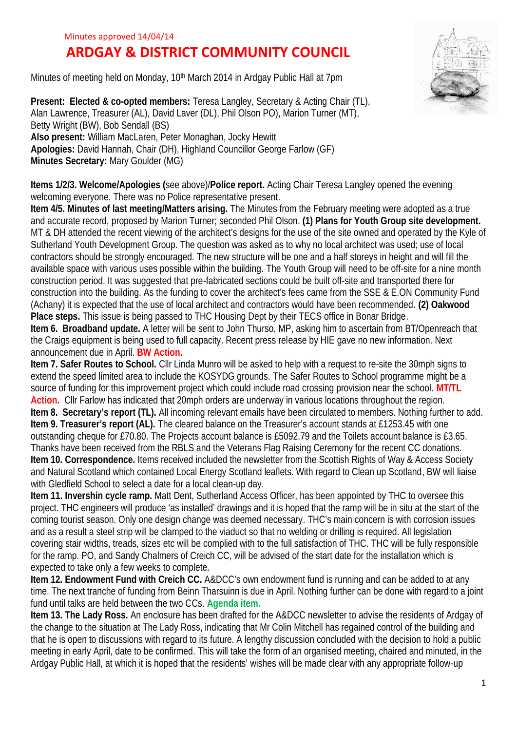Minutes approved 14/04/14

# ARDGAY & DISTRICT COMMUNITY COUNCIL

Minutes of meeting held on Monday, 10th March 2014 in Ardgay Public Hall at 7pm

**Present: Elected & co-opted members:** Teresa Langley, Secretary & Acting Chair (TL), Alan Lawrence, Treasurer (AL), David Laver (DL), Phil Olson PO), Marion Turner (MT), Betty Wright (BW), Bob Sendall (BS)
**Also present:** William MacLaren, Peter Monaghan, Jocky Hewitt
**Apologies:** David Hannah, Chair (DH), Highland Councillor George Farlow (GF)
**Minutes Secretary:** Mary Goulder (MG)

**Items 1/2/3. Welcome/Apologies (**see above)/**Police report.** Acting Chair Teresa Langley opened the evening welcoming everyone. There was no Police representative present.

**Item 4/5. Minutes of last meeting/Matters arising.** The Minutes from the February meeting were adopted as a true and accurate record, proposed by Marion Turner; seconded Phil Olson. **(1) Plans for Youth Group site development.** MT & DH attended the recent viewing of the architect's designs for the use of the site owned and operated by the Kyle of Sutherland Youth Development Group. The question was asked as to why no local architect was used; use of local contractors should be strongly encouraged. The new structure will be one and a half storeys in height and will fill the available space with various uses possible within the building. The Youth Group will need to be off-site for a nine month construction period. It was suggested that pre-fabricated sections could be built off-site and transported there for construction into the building. As the funding to cover the architect's fees came from the SSE & E.ON Community Fund (Achany) it is expected that the use of local architect and contractors would have been recommended. **(2) Oakwood Place steps.** This issue is being passed to THC Housing Dept by their TECS office in Bonar Bridge.

**Item 6. Broadband update.** A letter will be sent to John Thurso, MP, asking him to ascertain from BT/Openreach that the Craigs equipment is being used to full capacity. Recent press release by HIE gave no new information. Next announcement due in April. **BW Action.**

**Item 7. Safer Routes to School.** Cllr Linda Munro will be asked to help with a request to re-site the 30mph signs to extend the speed limited area to include the KOSYDG grounds. The Safer Routes to School programme might be a source of funding for this improvement project which could include road crossing provision near the school. **MT/TL Action.** Cllr Farlow has indicated that 20mph orders are underway in various locations throughout the region.

**Item 8. Secretary's report (TL).** All incoming relevant emails have been circulated to members. Nothing further to add.

**Item 9. Treasurer's report (AL).** The cleared balance on the Treasurer's account stands at £1253.45 with one outstanding cheque for £70.80. The Projects account balance is £5092.79 and the Toilets account balance is £3.65. Thanks have been received from the RBLS and the Veterans Flag Raising Ceremony for the recent CC donations.

**Item 10. Correspondence.** Items received included the newsletter from the Scottish Rights of Way & Access Society and Natural Scotland which contained Local Energy Scotland leaflets. With regard to Clean up Scotland, BW will liaise with Gledfield School to select a date for a local clean-up day.

**Item 11. Invershin cycle ramp.** Matt Dent, Sutherland Access Officer, has been appointed by THC to oversee this project. THC engineers will produce 'as installed' drawings and it is hoped that the ramp will be in situ at the start of the coming tourist season. Only one design change was deemed necessary. THC's main concern is with corrosion issues and as a result a steel strip will be clamped to the viaduct so that no welding or drilling is required. All legislation covering stair widths, treads, sizes etc will be complied with to the full satisfaction of THC. THC will be fully responsible for the ramp. PO, and Sandy Chalmers of Creich CC, will be advised of the start date for the installation which is expected to take only a few weeks to complete.

**Item 12. Endowment Fund with Creich CC.** A&DCC's own endowment fund is running and can be added to at any time. The next tranche of funding from Beinn Tharsuinn is due in April. Nothing further can be done with regard to a joint fund until talks are held between the two CCs. **Agenda item.**

**Item 13. The Lady Ross.** An enclosure has been drafted for the A&DCC newsletter to advise the residents of Ardgay of the change to the situation at The Lady Ross, indicating that Mr Colin Mitchell has regained control of the building and that he is open to discussions with regard to its future. A lengthy discussion concluded with the decision to hold a public meeting in early April, date to be confirmed. This will take the form of an organised meeting, chaired and minuted, in the Ardgay Public Hall, at which it is hoped that the residents' wishes will be made clear with any appropriate follow-up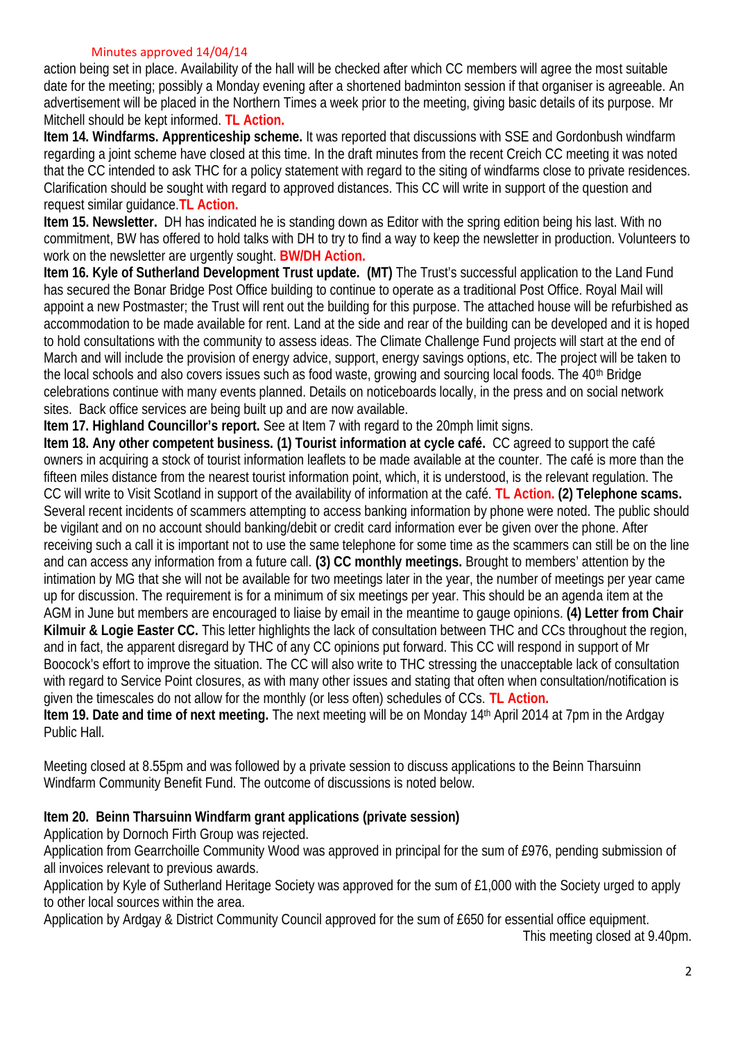Minutes approved 14/04/14

action being set in place. Availability of the hall will be checked after which CC members will agree the most suitable date for the meeting; possibly a Monday evening after a shortened badminton session if that organiser is agreeable. An advertisement will be placed in the Northern Times a week prior to the meeting, giving basic details of its purpose. Mr Mitchell should be kept informed. **TL Action.**

**Item 14. Windfarms. Apprenticeship scheme.** It was reported that discussions with SSE and Gordonbush windfarm regarding a joint scheme have closed at this time. In the draft minutes from the recent Creich CC meeting it was noted that the CC intended to ask THC for a policy statement with regard to the siting of windfarms close to private residences. Clarification should be sought with regard to approved distances. This CC will write in support of the question and request similar guidance.**TL Action.**

**Item 15. Newsletter.** DH has indicated he is standing down as Editor with the spring edition being his last. With no commitment, BW has offered to hold talks with DH to try to find a way to keep the newsletter in production. Volunteers to work on the newsletter are urgently sought. **BW/DH Action.**

**Item 16. Kyle of Sutherland Development Trust update. (MT)** The Trust's successful application to the Land Fund has secured the Bonar Bridge Post Office building to continue to operate as a traditional Post Office. Royal Mail will appoint a new Postmaster; the Trust will rent out the building for this purpose. The attached house will be refurbished as accommodation to be made available for rent. Land at the side and rear of the building can be developed and it is hoped to hold consultations with the community to assess ideas. The Climate Challenge Fund projects will start at the end of March and will include the provision of energy advice, support, energy savings options, etc. The project will be taken to the local schools and also covers issues such as food waste, growing and sourcing local foods. The 40th Bridge celebrations continue with many events planned. Details on noticeboards locally, in the press and on social network sites. Back office services are being built up and are now available.

**Item 17. Highland Councillor's report.** See at Item 7 with regard to the 20mph limit signs.

**Item 18. Any other competent business. (1) Tourist information at cycle café.** CC agreed to support the café owners in acquiring a stock of tourist information leaflets to be made available at the counter. The café is more than the fifteen miles distance from the nearest tourist information point, which, it is understood, is the relevant regulation. The CC will write to Visit Scotland in support of the availability of information at the café. **TL Action. (2) Telephone scams.** Several recent incidents of scammers attempting to access banking information by phone were noted. The public should be vigilant and on no account should banking/debit or credit card information ever be given over the phone. After receiving such a call it is important not to use the same telephone for some time as the scammers can still be on the line and can access any information from a future call. **(3) CC monthly meetings.** Brought to members' attention by the intimation by MG that she will not be available for two meetings later in the year, the number of meetings per year came up for discussion. The requirement is for a minimum of six meetings per year. This should be an agenda item at the AGM in June but members are encouraged to liaise by email in the meantime to gauge opinions. **(4) Letter from Chair Kilmuir & Logie Easter CC.** This letter highlights the lack of consultation between THC and CCs throughout the region, and in fact, the apparent disregard by THC of any CC opinions put forward. This CC will respond in support of Mr Boocock's effort to improve the situation. The CC will also write to THC stressing the unacceptable lack of consultation with regard to Service Point closures, as with many other issues and stating that often when consultation/notification is given the timescales do not allow for the monthly (or less often) schedules of CCs. **TL Action.**

**Item 19. Date and time of next meeting.** The next meeting will be on Monday 14th April 2014 at 7pm in the Ardgay Public Hall.

Meeting closed at 8.55pm and was followed by a private session to discuss applications to the Beinn Tharsuinn Windfarm Community Benefit Fund. The outcome of discussions is noted below.

**Item 20. Beinn Tharsuinn Windfarm grant applications (private session)**

Application by Dornoch Firth Group was rejected.

Application from Gearrchoille Community Wood was approved in principal for the sum of £976, pending submission of all invoices relevant to previous awards.

Application by Kyle of Sutherland Heritage Society was approved for the sum of £1,000 with the Society urged to apply to other local sources within the area.

Application by Ardgay & District Community Council approved for the sum of £650 for essential office equipment.

This meeting closed at 9.40pm.